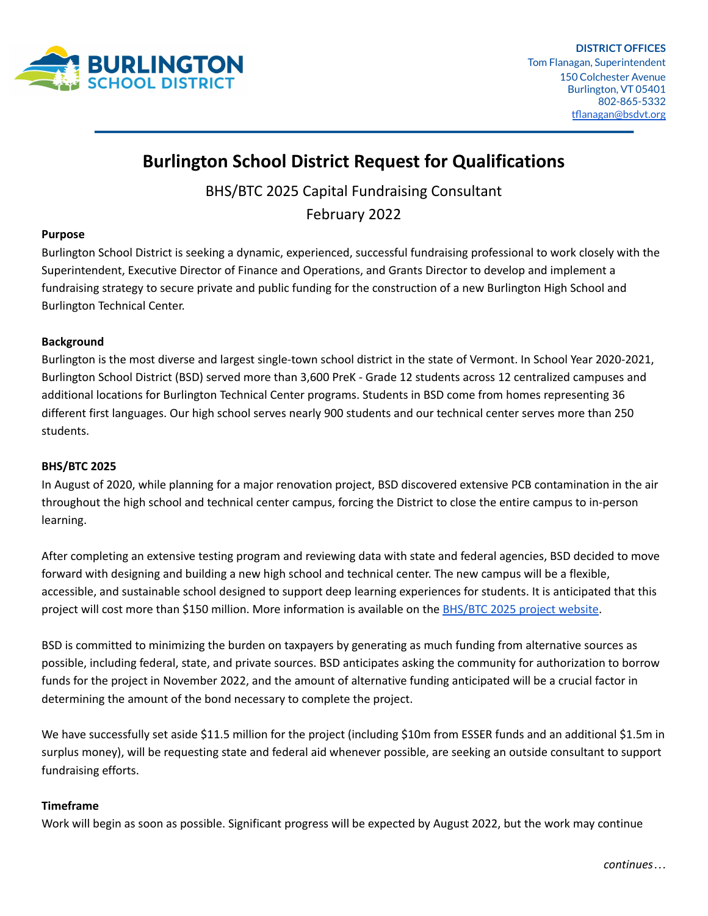**DISTRICT OFFICES**
Tom Flanagan, Superintendent
150 Colchester Avenue
Burlington, VT 05401
802-865-5332
tflanagan@bsdvt.org

# Burlington School District Request for Qualifications

BHS/BTC 2025 Capital Fundraising Consultant

February 2022

**Purpose**

Burlington School District is seeking a dynamic, experienced, successful fundraising professional to work closely with the Superintendent, Executive Director of Finance and Operations, and Grants Director to develop and implement a fundraising strategy to secure private and public funding for the construction of a new Burlington High School and Burlington Technical Center.

**Background**

Burlington is the most diverse and largest single-town school district in the state of Vermont. In School Year 2020-2021, Burlington School District (BSD) served more than 3,600 PreK - Grade 12 students across 12 centralized campuses and additional locations for Burlington Technical Center programs. Students in BSD come from homes representing 36 different first languages. Our high school serves nearly 900 students and our technical center serves more than 250 students.

**BHS/BTC 2025**

In August of 2020, while planning for a major renovation project, BSD discovered extensive PCB contamination in the air throughout the high school and technical center campus, forcing the District to close the entire campus to in-person learning.

After completing an extensive testing program and reviewing data with state and federal agencies, BSD decided to move forward with designing and building a new high school and technical center. The new campus will be a flexible, accessible, and sustainable school designed to support deep learning experiences for students. It is anticipated that this project will cost more than $150 million. More information is available on the BHS/BTC 2025 project website.

BSD is committed to minimizing the burden on taxpayers by generating as much funding from alternative sources as possible, including federal, state, and private sources. BSD anticipates asking the community for authorization to borrow funds for the project in November 2022, and the amount of alternative funding anticipated will be a crucial factor in determining the amount of the bond necessary to complete the project.

We have successfully set aside $11.5 million for the project (including $10m from ESSER funds and an additional $1.5m in surplus money), will be requesting state and federal aid whenever possible, are seeking an outside consultant to support fundraising efforts.

**Timeframe**

Work will begin as soon as possible. Significant progress will be expected by August 2022, but the work may continue

*continues…*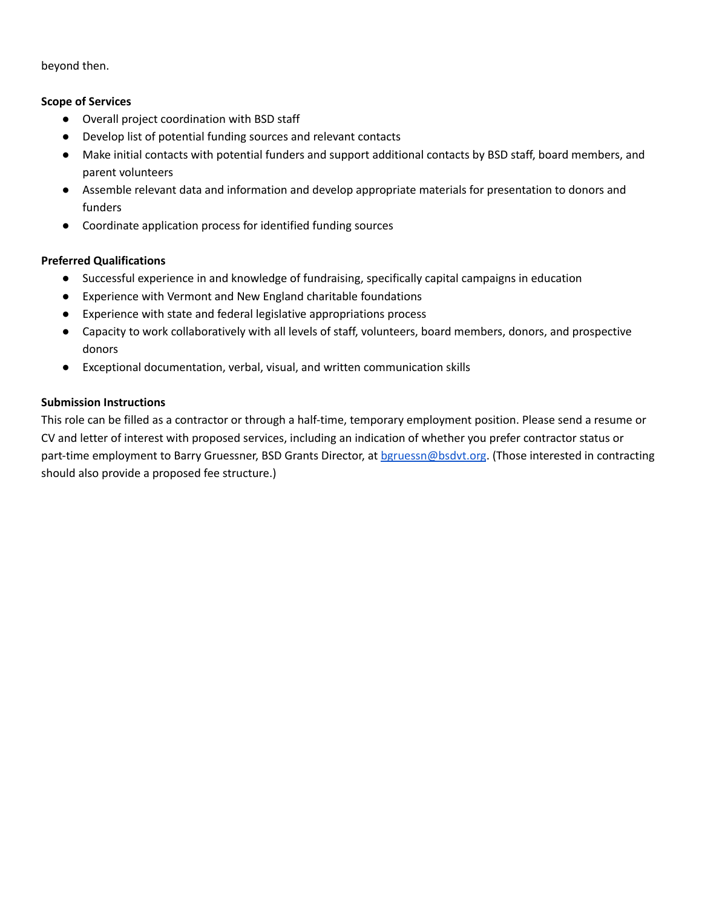beyond then.

**Scope of Services**

- Overall project coordination with BSD staff
- Develop list of potential funding sources and relevant contacts
- Make initial contacts with potential funders and support additional contacts by BSD staff, board members, and parent volunteers
- Assemble relevant data and information and develop appropriate materials for presentation to donors and funders
- Coordinate application process for identified funding sources

**Preferred Qualifications**

- Successful experience in and knowledge of fundraising, specifically capital campaigns in education
- Experience with Vermont and New England charitable foundations
- Experience with state and federal legislative appropriations process
- Capacity to work collaboratively with all levels of staff, volunteers, board members, donors, and prospective donors
- Exceptional documentation, verbal, visual, and written communication skills

**Submission Instructions**

This role can be filled as a contractor or through a half-time, temporary employment position. Please send a resume or CV and letter of interest with proposed services, including an indication of whether you prefer contractor status or part-time employment to Barry Gruessner, BSD Grants Director, at [bgruessn@bsdvt.org](mailto:bgruessn@bsdvt.org). (Those interested in contracting should also provide a proposed fee structure.)